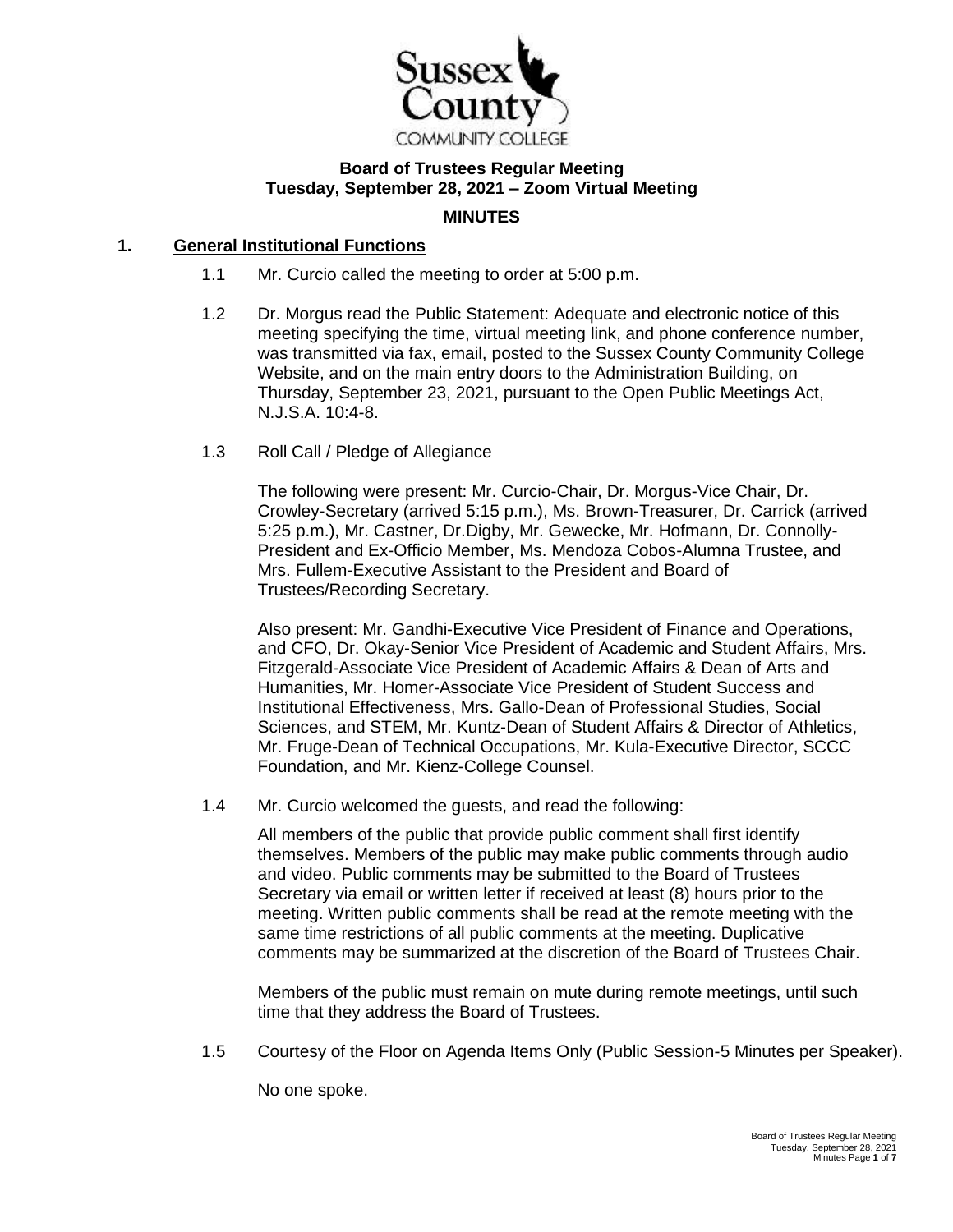# Sussex County Community College

## Board of Trustees Regular Meeting
## Tuesday, September 28, 2021 – Zoom Virtual Meeting

### MINUTES

**1. General Institutional Functions**

1.1 Mr. Curcio called the meeting to order at 5:00 p.m.

1.2 Dr. Morgus read the Public Statement: Adequate and electronic notice of this meeting specifying the time, virtual meeting link, and phone conference number, was transmitted via fax, email, posted to the Sussex County Community College Website, and on the main entry doors to the Administration Building, on Thursday, September 23, 2021, pursuant to the Open Public Meetings Act, N.J.S.A. 10:4-8.

1.3 Roll Call / Pledge of Allegiance

The following were present: Mr. Curcio-Chair, Dr. Morgus-Vice Chair, Dr. Crowley-Secretary (arrived 5:15 p.m.), Ms. Brown-Treasurer, Dr. Carrick (arrived 5:25 p.m.), Mr. Castner, Dr.Digby, Mr. Gewecke, Mr. Hofmann, Dr. Connolly-President and Ex-Officio Member, Ms. Mendoza Cobos-Alumna Trustee, and Mrs. Fullem-Executive Assistant to the President and Board of Trustees/Recording Secretary.

Also present: Mr. Gandhi-Executive Vice President of Finance and Operations, and CFO, Dr. Okay-Senior Vice President of Academic and Student Affairs, Mrs. Fitzgerald-Associate Vice President of Academic Affairs & Dean of Arts and Humanities, Mr. Homer-Associate Vice President of Student Success and Institutional Effectiveness, Mrs. Gallo-Dean of Professional Studies, Social Sciences, and STEM, Mr. Kuntz-Dean of Student Affairs & Director of Athletics, Mr. Fruge-Dean of Technical Occupations, Mr. Kula-Executive Director, SCCC Foundation, and Mr. Kienz-College Counsel.

1.4 Mr. Curcio welcomed the guests, and read the following:

All members of the public that provide public comment shall first identify themselves. Members of the public may make public comments through audio and video. Public comments may be submitted to the Board of Trustees Secretary via email or written letter if received at least (8) hours prior to the meeting. Written public comments shall be read at the remote meeting with the same time restrictions of all public comments at the meeting. Duplicative comments may be summarized at the discretion of the Board of Trustees Chair.

Members of the public must remain on mute during remote meetings, until such time that they address the Board of Trustees.

1.5 Courtesy of the Floor on Agenda Items Only (Public Session-5 Minutes per Speaker).

No one spoke.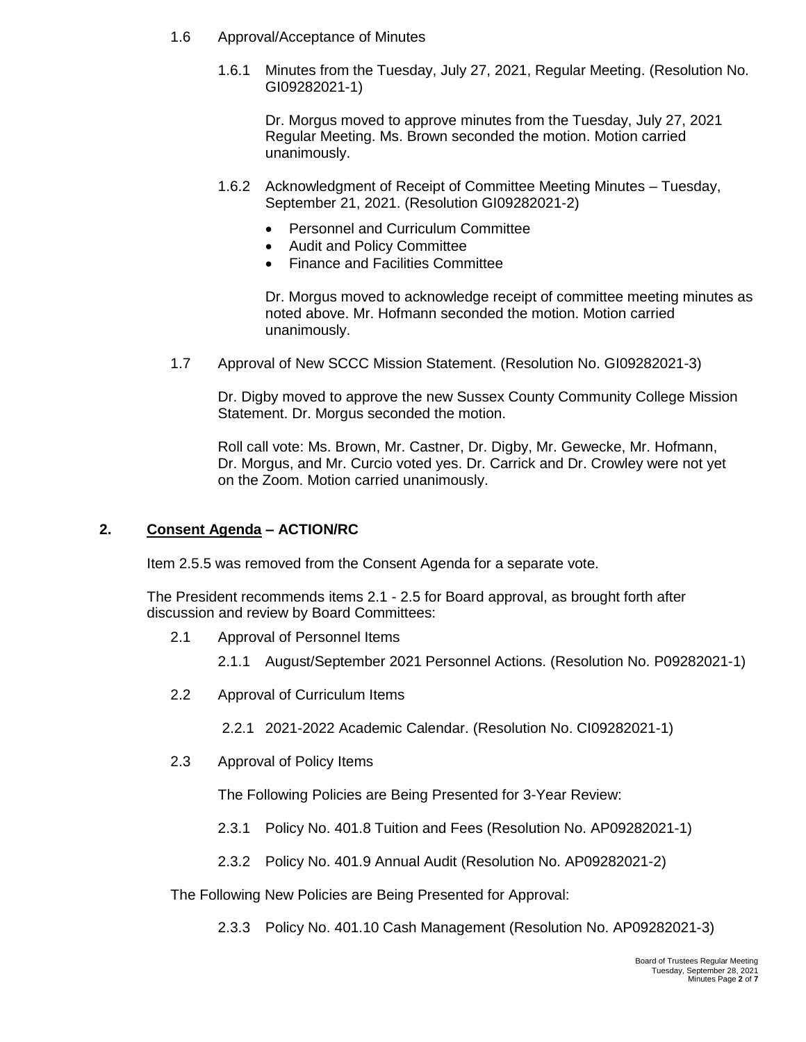1.6 Approval/Acceptance of Minutes

1.6.1 Minutes from the Tuesday, July 27, 2021, Regular Meeting. (Resolution No. GI09282021-1)

Dr. Morgus moved to approve minutes from the Tuesday, July 27, 2021 Regular Meeting. Ms. Brown seconded the motion. Motion carried unanimously.

1.6.2 Acknowledgment of Receipt of Committee Meeting Minutes – Tuesday, September 21, 2021. (Resolution GI09282021-2)

- Personnel and Curriculum Committee
- Audit and Policy Committee
- Finance and Facilities Committee

Dr. Morgus moved to acknowledge receipt of committee meeting minutes as noted above. Mr. Hofmann seconded the motion. Motion carried unanimously.

1.7 Approval of New SCCC Mission Statement. (Resolution No. GI09282021-3)

Dr. Digby moved to approve the new Sussex County Community College Mission Statement. Dr. Morgus seconded the motion.

Roll call vote: Ms. Brown, Mr. Castner, Dr. Digby, Mr. Gewecke, Mr. Hofmann, Dr. Morgus, and Mr. Curcio voted yes. Dr. Carrick and Dr. Crowley were not yet on the Zoom. Motion carried unanimously.

## 2. Consent Agenda – ACTION/RC

Item 2.5.5 was removed from the Consent Agenda for a separate vote.

The President recommends items 2.1 - 2.5 for Board approval, as brought forth after discussion and review by Board Committees:

2.1 Approval of Personnel Items

2.1.1 August/September 2021 Personnel Actions. (Resolution No. P09282021-1)

2.2 Approval of Curriculum Items

2.2.1 2021-2022 Academic Calendar. (Resolution No. CI09282021-1)

2.3 Approval of Policy Items

The Following Policies are Being Presented for 3-Year Review:

2.3.1 Policy No. 401.8 Tuition and Fees (Resolution No. AP09282021-1)

2.3.2 Policy No. 401.9 Annual Audit (Resolution No. AP09282021-2)

The Following New Policies are Being Presented for Approval:

2.3.3 Policy No. 401.10 Cash Management (Resolution No. AP09282021-3)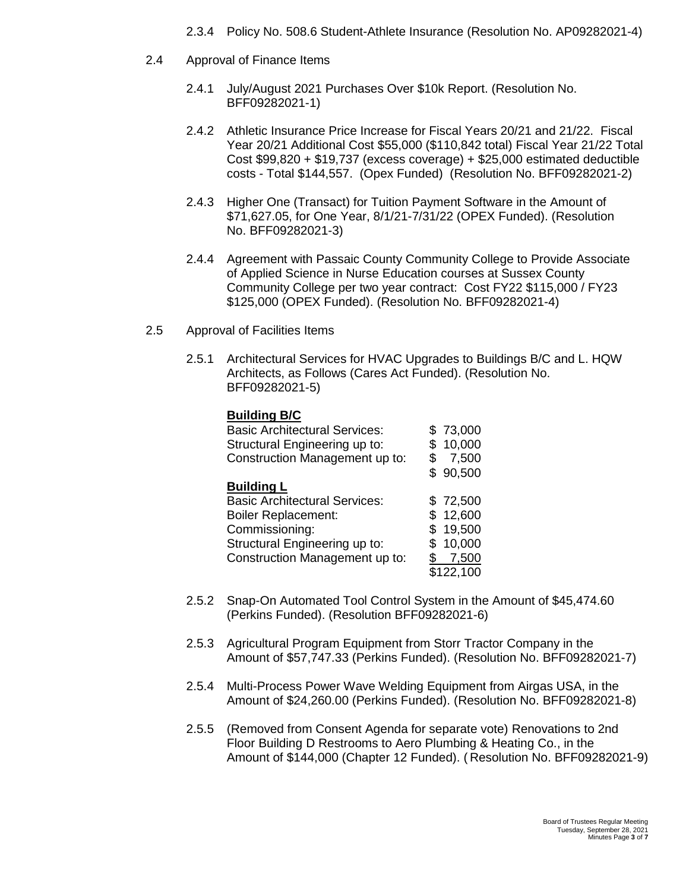2.3.4 Policy No. 508.6 Student-Athlete Insurance (Resolution No. AP09282021-4)

2.4 Approval of Finance Items

2.4.1 July/August 2021 Purchases Over $10k Report. (Resolution No. BFF09282021-1)

2.4.2 Athletic Insurance Price Increase for Fiscal Years 20/21 and 21/22. Fiscal Year 20/21 Additional Cost $55,000 ($110,842 total) Fiscal Year 21/22 Total Cost $99,820 + $19,737 (excess coverage) + $25,000 estimated deductible costs - Total $144,557. (Opex Funded) (Resolution No. BFF09282021-2)

2.4.3 Higher One (Transact) for Tuition Payment Software in the Amount of $71,627.05, for One Year, 8/1/21-7/31/22 (OPEX Funded). (Resolution No. BFF09282021-3)

2.4.4 Agreement with Passaic County Community College to Provide Associate of Applied Science in Nurse Education courses at Sussex County Community College per two year contract: Cost FY22 $115,000 / FY23 $125,000 (OPEX Funded). (Resolution No. BFF09282021-4)

2.5 Approval of Facilities Items

2.5.1 Architectural Services for HVAC Upgrades to Buildings B/C and L. HQW Architects, as Follows (Cares Act Funded). (Resolution No. BFF09282021-5)

| **Building B/C** | |
|---|---|
| Basic Architectural Services: | $ 73,000 |
| Structural Engineering up to: | $ 10,000 |
| Construction Management up to: | $ 7,500 |
| | $ 90,500 |
| **Building L** | |
| Basic Architectural Services: | $ 72,500 |
| Boiler Replacement: | $ 12,600 |
| Commissioning: | $ 19,500 |
| Structural Engineering up to: | $ 10,000 |
| Construction Management up to: | $ 7,500 |
| | $122,100 |

2.5.2 Snap-On Automated Tool Control System in the Amount of $45,474.60 (Perkins Funded). (Resolution BFF09282021-6)

2.5.3 Agricultural Program Equipment from Storr Tractor Company in the Amount of $57,747.33 (Perkins Funded). (Resolution No. BFF09282021-7)

2.5.4 Multi-Process Power Wave Welding Equipment from Airgas USA, in the Amount of $24,260.00 (Perkins Funded). (Resolution No. BFF09282021-8)

2.5.5 (Removed from Consent Agenda for separate vote) Renovations to 2nd Floor Building D Restrooms to Aero Plumbing & Heating Co., in the Amount of $144,000 (Chapter 12 Funded). (Resolution No. BFF09282021-9)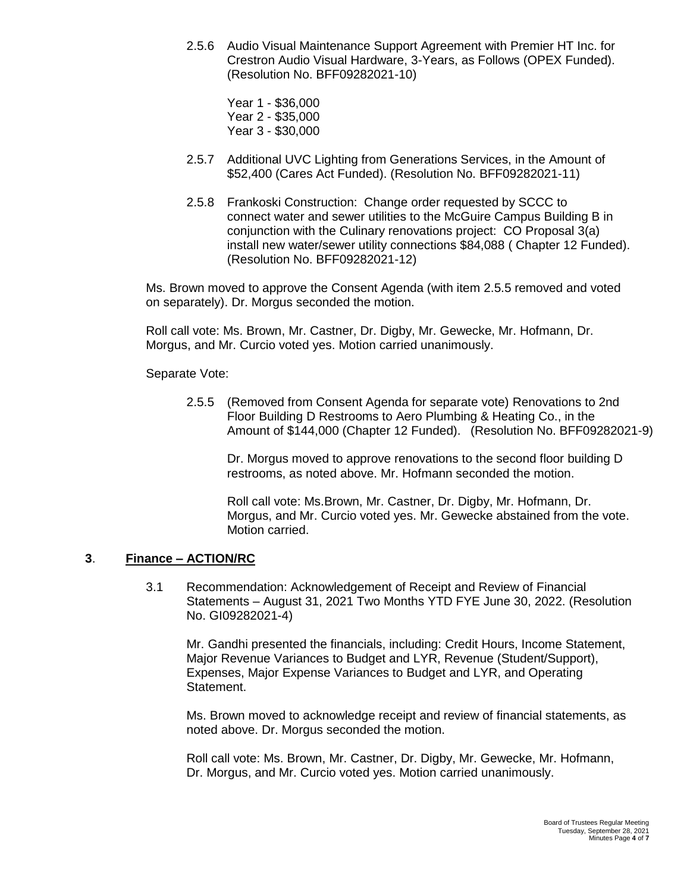2.5.6 Audio Visual Maintenance Support Agreement with Premier HT Inc. for Crestron Audio Visual Hardware, 3-Years, as Follows (OPEX Funded). (Resolution No. BFF09282021-10)

Year 1 - $36,000
Year 2 - $35,000
Year 3 - $30,000

2.5.7 Additional UVC Lighting from Generations Services, in the Amount of $52,400 (Cares Act Funded). (Resolution No. BFF09282021-11)

2.5.8 Frankoski Construction: Change order requested by SCCC to connect water and sewer utilities to the McGuire Campus Building B in conjunction with the Culinary renovations project: CO Proposal 3(a) install new water/sewer utility connections $84,088 ( Chapter 12 Funded). (Resolution No. BFF09282021-12)

Ms. Brown moved to approve the Consent Agenda (with item 2.5.5 removed and voted on separately). Dr. Morgus seconded the motion.

Roll call vote: Ms. Brown, Mr. Castner, Dr. Digby, Mr. Gewecke, Mr. Hofmann, Dr. Morgus, and Mr. Curcio voted yes. Motion carried unanimously.

Separate Vote:

2.5.5 (Removed from Consent Agenda for separate vote) Renovations to 2nd Floor Building D Restrooms to Aero Plumbing & Heating Co., in the Amount of $144,000 (Chapter 12 Funded). (Resolution No. BFF09282021-9)

Dr. Morgus moved to approve renovations to the second floor building D restrooms, as noted above. Mr. Hofmann seconded the motion.

Roll call vote: Ms.Brown, Mr. Castner, Dr. Digby, Mr. Hofmann, Dr. Morgus, and Mr. Curcio voted yes. Mr. Gewecke abstained from the vote. Motion carried.

## **3**. **Finance – ACTION/RC**

3.1 Recommendation: Acknowledgement of Receipt and Review of Financial Statements – August 31, 2021 Two Months YTD FYE June 30, 2022. (Resolution No. GI09282021-4)

Mr. Gandhi presented the financials, including: Credit Hours, Income Statement, Major Revenue Variances to Budget and LYR, Revenue (Student/Support), Expenses, Major Expense Variances to Budget and LYR, and Operating Statement.

Ms. Brown moved to acknowledge receipt and review of financial statements, as noted above. Dr. Morgus seconded the motion.

Roll call vote: Ms. Brown, Mr. Castner, Dr. Digby, Mr. Gewecke, Mr. Hofmann, Dr. Morgus, and Mr. Curcio voted yes. Motion carried unanimously.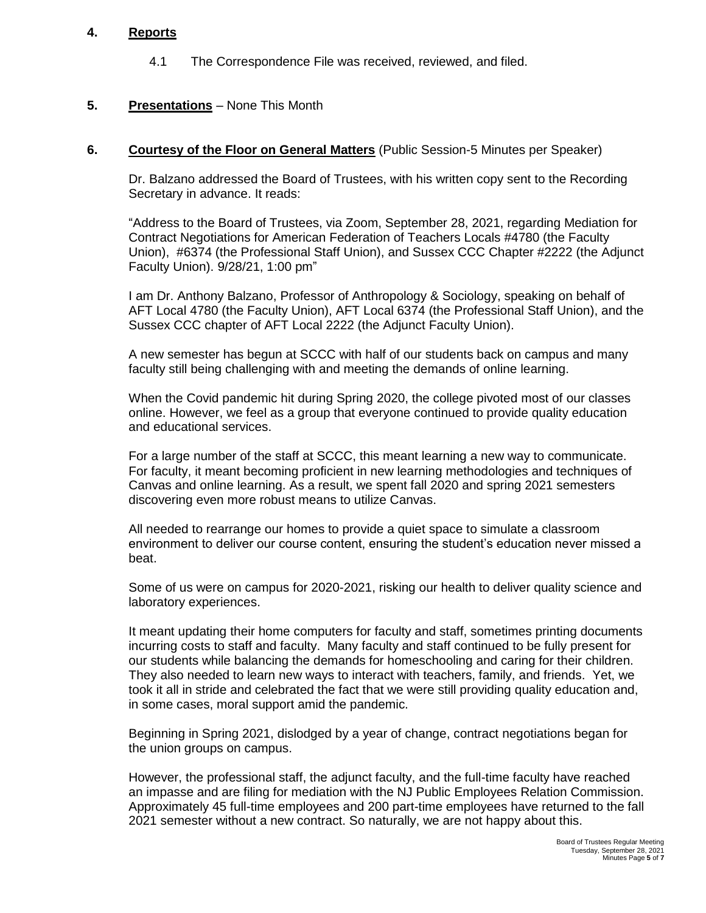**4. Reports**

4.1 The Correspondence File was received, reviewed, and filed.

**5. Presentations** – None This Month

**6. Courtesy of the Floor on General Matters** (Public Session-5 Minutes per Speaker)

Dr. Balzano addressed the Board of Trustees, with his written copy sent to the Recording Secretary in advance. It reads:

"Address to the Board of Trustees, via Zoom, September 28, 2021, regarding Mediation for Contract Negotiations for American Federation of Teachers Locals #4780 (the Faculty Union), #6374 (the Professional Staff Union), and Sussex CCC Chapter #2222 (the Adjunct Faculty Union). 9/28/21, 1:00 pm"

I am Dr. Anthony Balzano, Professor of Anthropology & Sociology, speaking on behalf of AFT Local 4780 (the Faculty Union), AFT Local 6374 (the Professional Staff Union), and the Sussex CCC chapter of AFT Local 2222 (the Adjunct Faculty Union).

A new semester has begun at SCCC with half of our students back on campus and many faculty still being challenging with and meeting the demands of online learning.

When the Covid pandemic hit during Spring 2020, the college pivoted most of our classes online. However, we feel as a group that everyone continued to provide quality education and educational services.

For a large number of the staff at SCCC, this meant learning a new way to communicate. For faculty, it meant becoming proficient in new learning methodologies and techniques of Canvas and online learning. As a result, we spent fall 2020 and spring 2021 semesters discovering even more robust means to utilize Canvas.

All needed to rearrange our homes to provide a quiet space to simulate a classroom environment to deliver our course content, ensuring the student's education never missed a beat.

Some of us were on campus for 2020-2021, risking our health to deliver quality science and laboratory experiences.

It meant updating their home computers for faculty and staff, sometimes printing documents incurring costs to staff and faculty. Many faculty and staff continued to be fully present for our students while balancing the demands for homeschooling and caring for their children. They also needed to learn new ways to interact with teachers, family, and friends. Yet, we took it all in stride and celebrated the fact that we were still providing quality education and, in some cases, moral support amid the pandemic.

Beginning in Spring 2021, dislodged by a year of change, contract negotiations began for the union groups on campus.

However, the professional staff, the adjunct faculty, and the full-time faculty have reached an impasse and are filing for mediation with the NJ Public Employees Relation Commission. Approximately 45 full-time employees and 200 part-time employees have returned to the fall 2021 semester without a new contract. So naturally, we are not happy about this.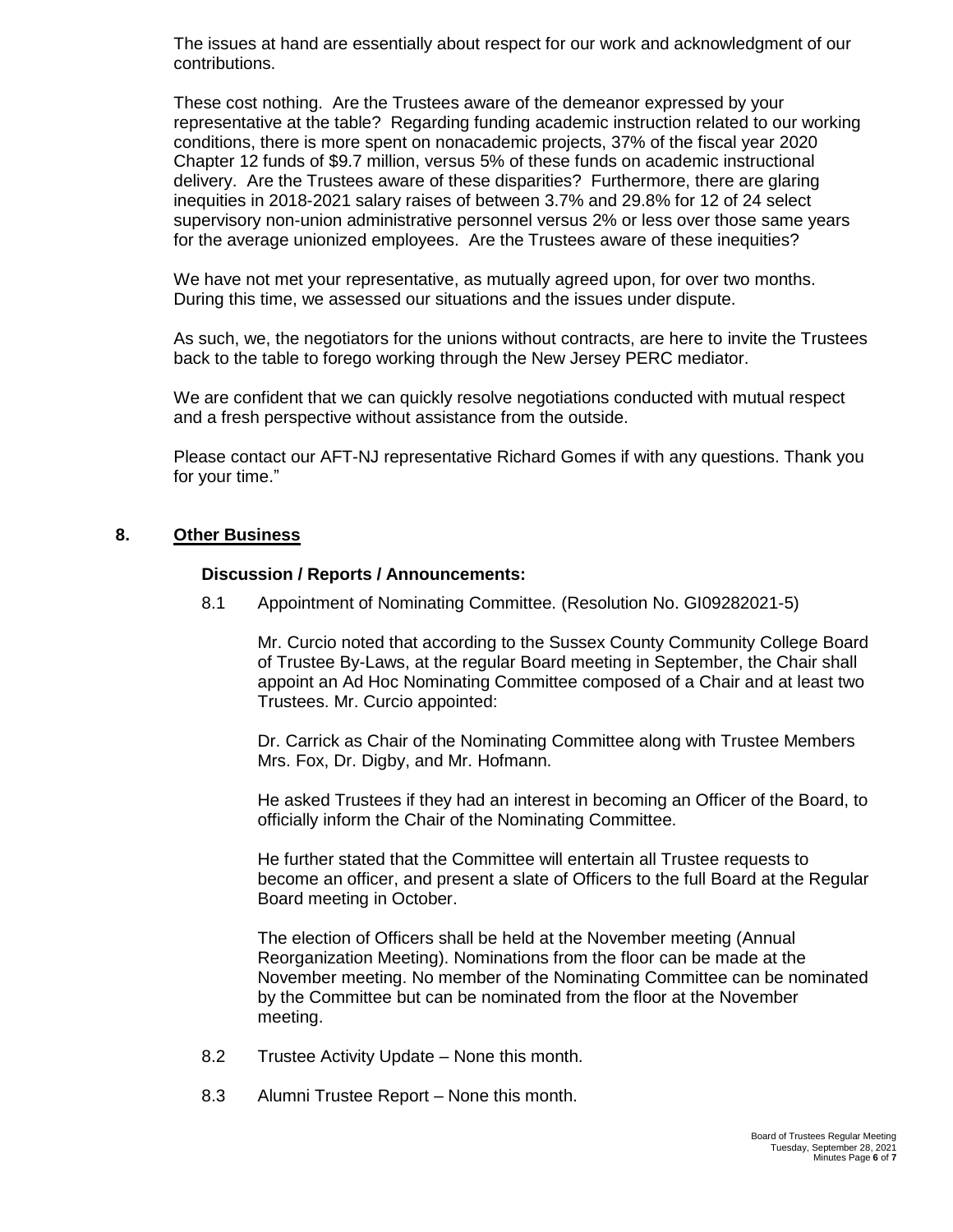The issues at hand are essentially about respect for our work and acknowledgment of our contributions.

These cost nothing. Are the Trustees aware of the demeanor expressed by your representative at the table? Regarding funding academic instruction related to our working conditions, there is more spent on nonacademic projects, 37% of the fiscal year 2020 Chapter 12 funds of $9.7 million, versus 5% of these funds on academic instructional delivery. Are the Trustees aware of these disparities? Furthermore, there are glaring inequities in 2018-2021 salary raises of between 3.7% and 29.8% for 12 of 24 select supervisory non-union administrative personnel versus 2% or less over those same years for the average unionized employees. Are the Trustees aware of these inequities?

We have not met your representative, as mutually agreed upon, for over two months. During this time, we assessed our situations and the issues under dispute.

As such, we, the negotiators for the unions without contracts, are here to invite the Trustees back to the table to forego working through the New Jersey PERC mediator.

We are confident that we can quickly resolve negotiations conducted with mutual respect and a fresh perspective without assistance from the outside.

Please contact our AFT-NJ representative Richard Gomes if with any questions. Thank you for your time."

## 8. Other Business

### Discussion / Reports / Announcements:

8.1 Appointment of Nominating Committee. (Resolution No. GI09282021-5)

Mr. Curcio noted that according to the Sussex County Community College Board of Trustee By-Laws, at the regular Board meeting in September, the Chair shall appoint an Ad Hoc Nominating Committee composed of a Chair and at least two Trustees. Mr. Curcio appointed:

Dr. Carrick as Chair of the Nominating Committee along with Trustee Members Mrs. Fox, Dr. Digby, and Mr. Hofmann.

He asked Trustees if they had an interest in becoming an Officer of the Board, to officially inform the Chair of the Nominating Committee.

He further stated that the Committee will entertain all Trustee requests to become an officer, and present a slate of Officers to the full Board at the Regular Board meeting in October.

The election of Officers shall be held at the November meeting (Annual Reorganization Meeting). Nominations from the floor can be made at the November meeting. No member of the Nominating Committee can be nominated by the Committee but can be nominated from the floor at the November meeting.

8.2 Trustee Activity Update – None this month.

8.3 Alumni Trustee Report – None this month.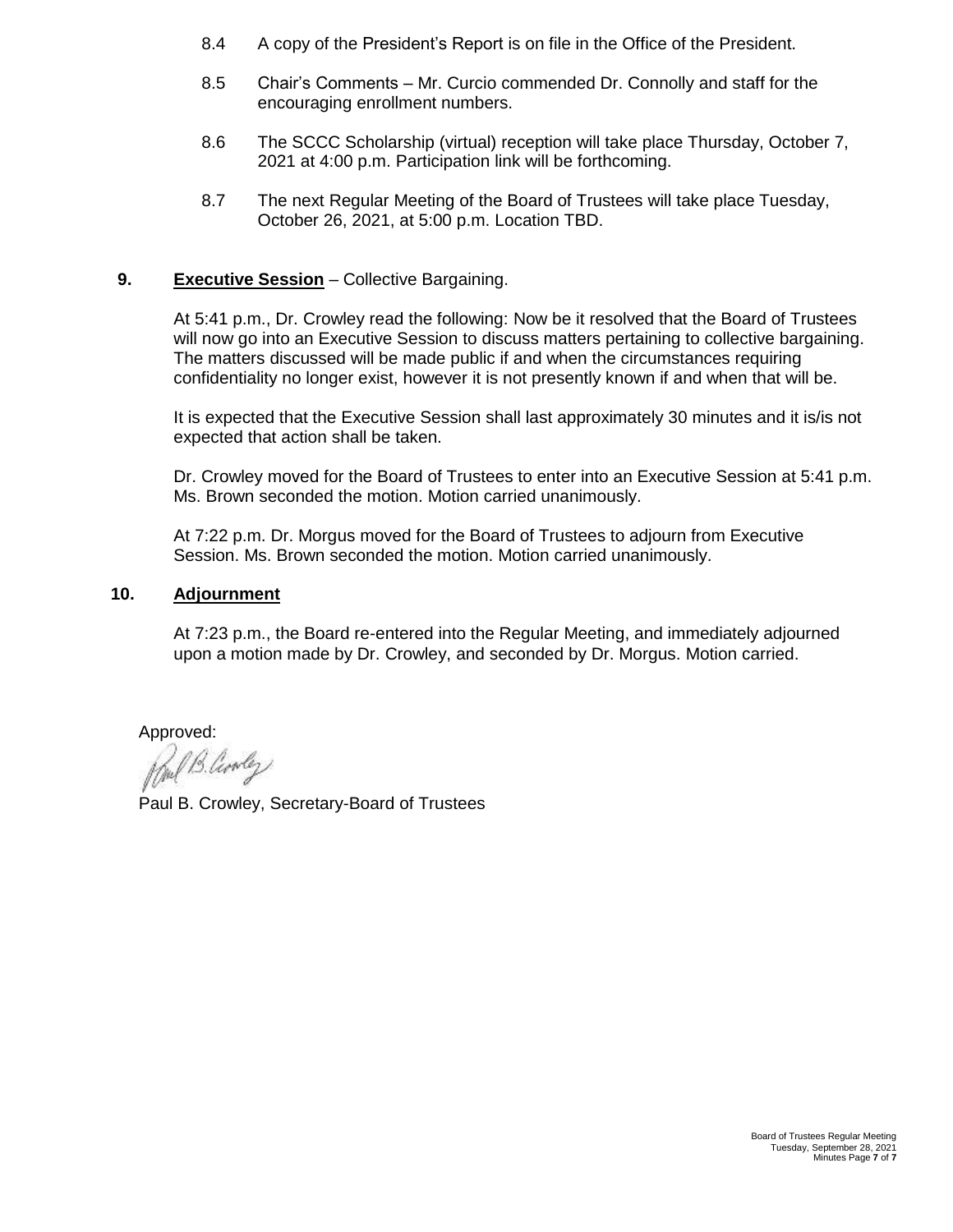8.4 A copy of the President's Report is on file in the Office of the President.

8.5 Chair's Comments – Mr. Curcio commended Dr. Connolly and staff for the encouraging enrollment numbers.

8.6 The SCCC Scholarship (virtual) reception will take place Thursday, October 7, 2021 at 4:00 p.m. Participation link will be forthcoming.

8.7 The next Regular Meeting of the Board of Trustees will take place Tuesday, October 26, 2021, at 5:00 p.m. Location TBD.

**9. <u>Executive Session</u>** – Collective Bargaining.

At 5:41 p.m., Dr. Crowley read the following: Now be it resolved that the Board of Trustees will now go into an Executive Session to discuss matters pertaining to collective bargaining. The matters discussed will be made public if and when the circumstances requiring confidentiality no longer exist, however it is not presently known if and when that will be.

It is expected that the Executive Session shall last approximately 30 minutes and it is/is not expected that action shall be taken.

Dr. Crowley moved for the Board of Trustees to enter into an Executive Session at 5:41 p.m. Ms. Brown seconded the motion. Motion carried unanimously.

At 7:22 p.m. Dr. Morgus moved for the Board of Trustees to adjourn from Executive Session. Ms. Brown seconded the motion. Motion carried unanimously.

**10. <u>Adjournment</u>**

At 7:23 p.m., the Board re-entered into the Regular Meeting, and immediately adjourned upon a motion made by Dr. Crowley, and seconded by Dr. Morgus. Motion carried.

Approved:

Paul B. Crowley, Secretary-Board of Trustees